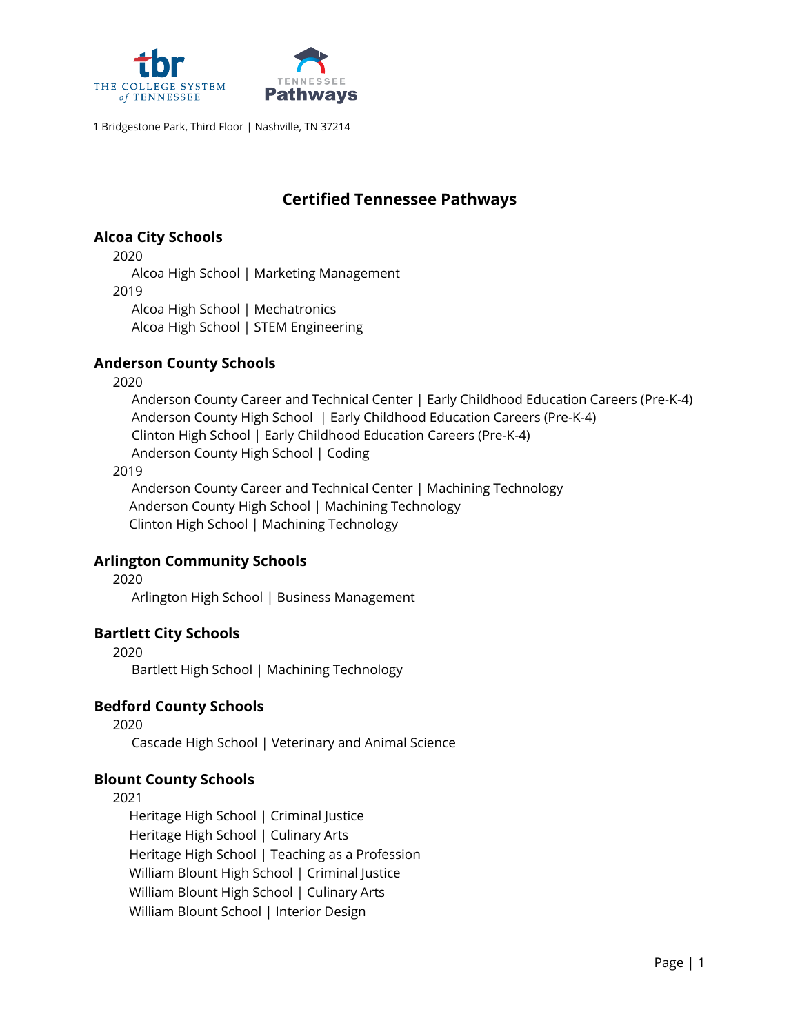1 Bridgestone Park, Third Floor | Nashville, TN 37214

# Certified Tennessee Pathways

## Alcoa City Schools

2020

- Alcoa High School | Marketing Management

2019

- Alcoa High School | Mechatronics
- Alcoa High School | STEM Engineering

## Anderson County Schools

2020

- Anderson County Career and Technical Center | Early Childhood Education Careers (Pre-K-4)
- Anderson County High School | Early Childhood Education Careers (Pre-K-4)
- Clinton High School | Early Childhood Education Careers (Pre-K-4)
- Anderson County High School | Coding

2019

- Anderson County Career and Technical Center | Machining Technology
- Anderson County High School | Machining Technology
- Clinton High School | Machining Technology

## Arlington Community Schools

2020

- Arlington High School | Business Management

## Bartlett City Schools

2020

- Bartlett High School | Machining Technology

## Bedford County Schools

2020

- Cascade High School | Veterinary and Animal Science

## Blount County Schools

2021

- Heritage High School | Criminal Justice
- Heritage High School | Culinary Arts
- Heritage High School | Teaching as a Profession
- William Blount High School | Criminal Justice
- William Blount High School | Culinary Arts
- William Blount School | Interior Design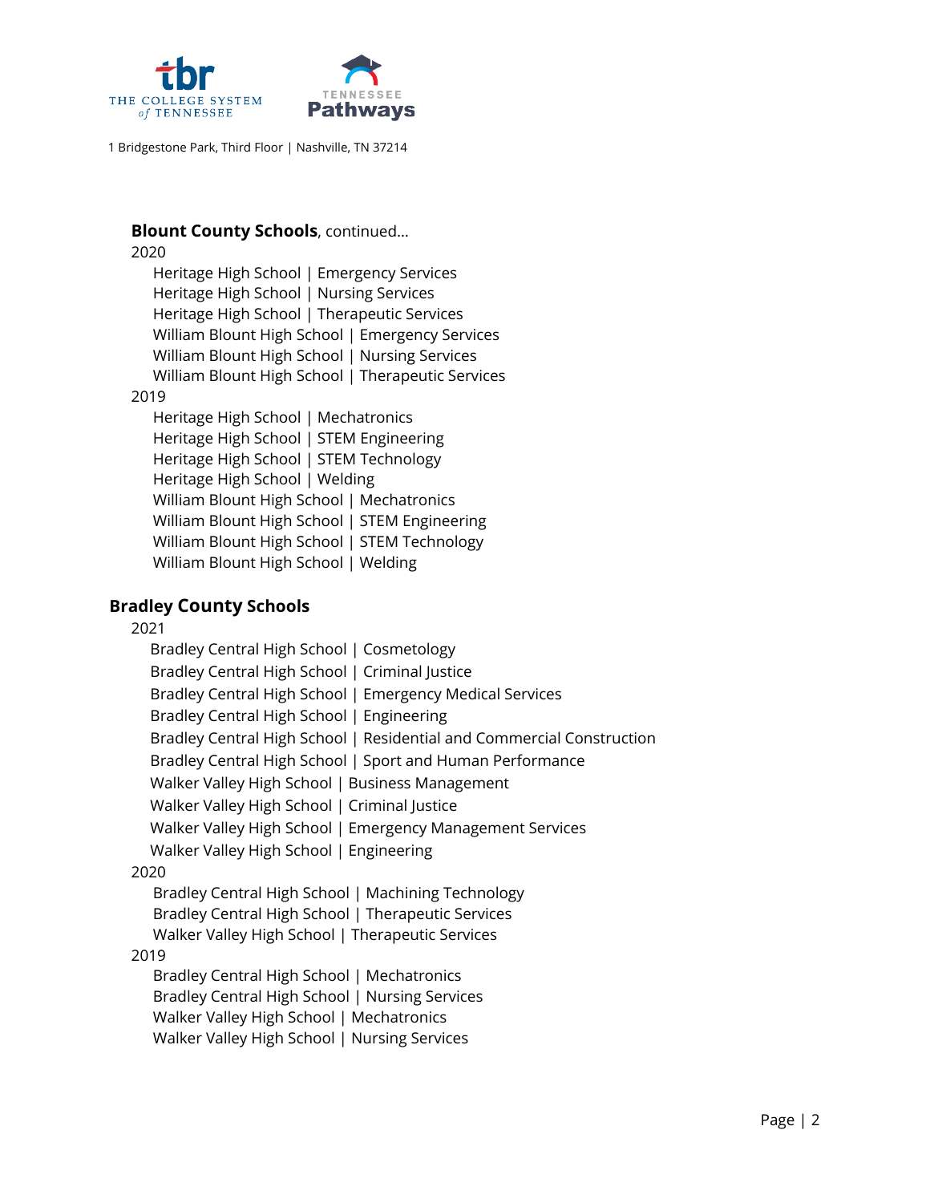**Blount County Schools**, continued…

2020

- Heritage High School | Emergency Services
- Heritage High School | Nursing Services
- Heritage High School | Therapeutic Services
- William Blount High School | Emergency Services
- William Blount High School | Nursing Services
- William Blount High School | Therapeutic Services

2019

- Heritage High School | Mechatronics
- Heritage High School | STEM Engineering
- Heritage High School | STEM Technology
- Heritage High School | Welding
- William Blount High School | Mechatronics
- William Blount High School | STEM Engineering
- William Blount High School | STEM Technology
- William Blount High School | Welding

## Bradley County Schools

2021

- Bradley Central High School | Cosmetology
- Bradley Central High School | Criminal Justice
- Bradley Central High School | Emergency Medical Services
- Bradley Central High School | Engineering
- Bradley Central High School | Residential and Commercial Construction
- Bradley Central High School | Sport and Human Performance
- Walker Valley High School | Business Management
- Walker Valley High School | Criminal Justice
- Walker Valley High School | Emergency Management Services
- Walker Valley High School | Engineering

2020

- Bradley Central High School | Machining Technology
- Bradley Central High School | Therapeutic Services
- Walker Valley High School | Therapeutic Services

2019

- Bradley Central High School | Mechatronics
- Bradley Central High School | Nursing Services
- Walker Valley High School | Mechatronics
- Walker Valley High School | Nursing Services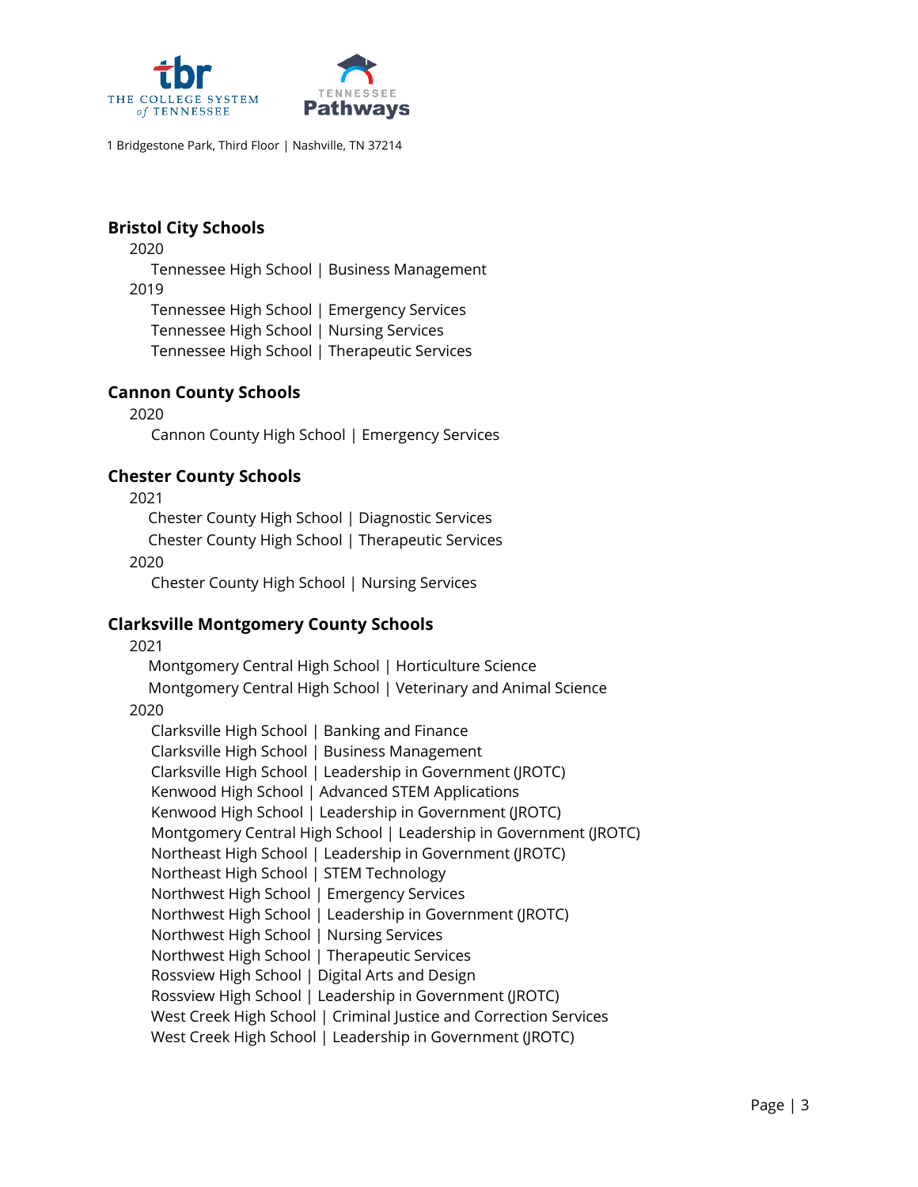**Bristol City Schools**

2020

Tennessee High School | Business Management

2019

Tennessee High School | Emergency Services
Tennessee High School | Nursing Services
Tennessee High School | Therapeutic Services

**Cannon County Schools**

2020

Cannon County High School | Emergency Services

**Chester County Schools**

2021

Chester County High School | Diagnostic Services
Chester County High School | Therapeutic Services

2020

Chester County High School | Nursing Services

**Clarksville Montgomery County Schools**

2021

Montgomery Central High School | Horticulture Science
Montgomery Central High School | Veterinary and Animal Science

2020

Clarksville High School | Banking and Finance
Clarksville High School | Business Management
Clarksville High School | Leadership in Government (JROTC)
Kenwood High School | Advanced STEM Applications
Kenwood High School | Leadership in Government (JROTC)
Montgomery Central High School | Leadership in Government (JROTC)
Northeast High School | Leadership in Government (JROTC)
Northeast High School | STEM Technology
Northwest High School | Emergency Services
Northwest High School | Leadership in Government (JROTC)
Northwest High School | Nursing Services
Northwest High School | Therapeutic Services
Rossview High School | Digital Arts and Design
Rossview High School | Leadership in Government (JROTC)
West Creek High School | Criminal Justice and Correction Services
West Creek High School | Leadership in Government (JROTC)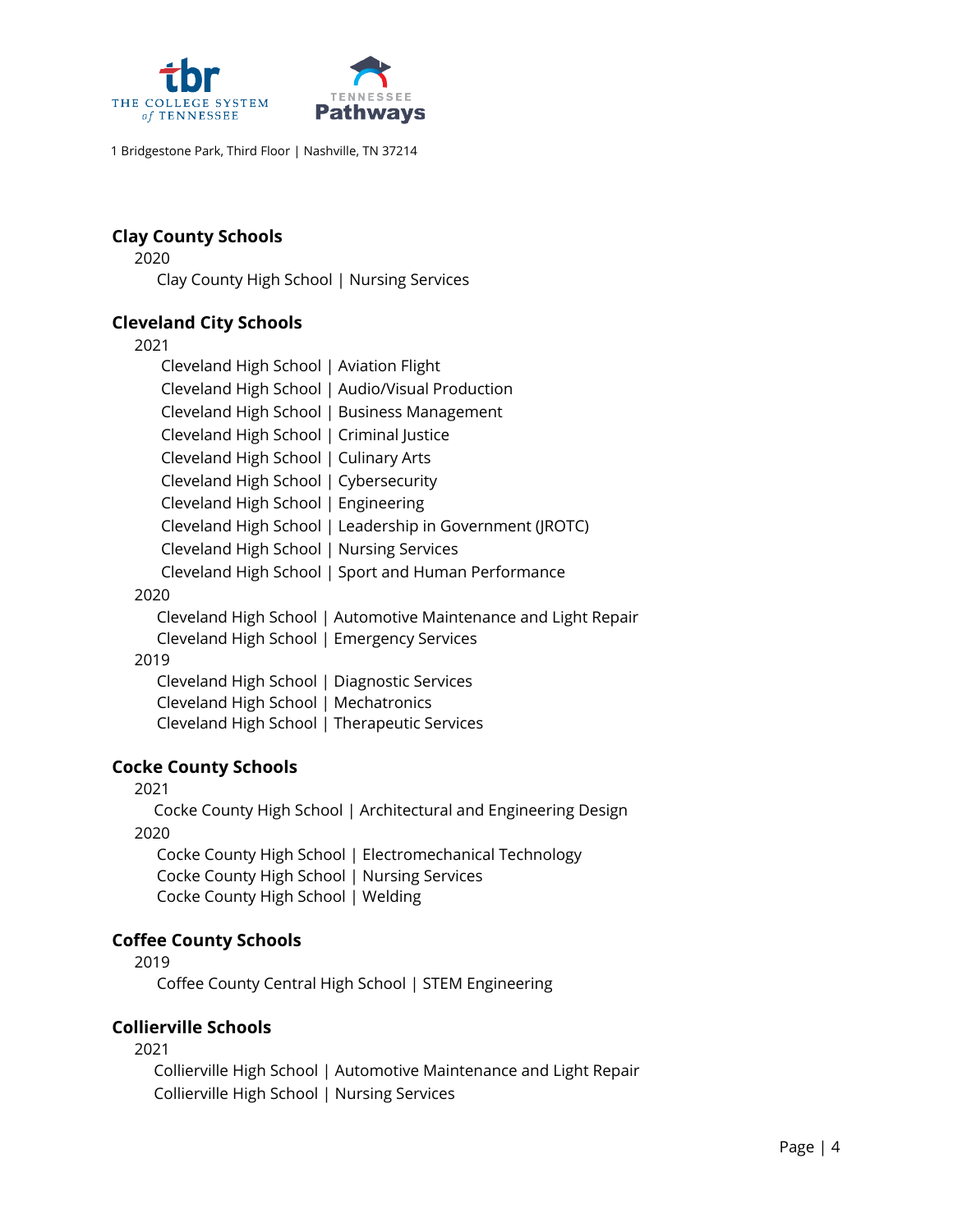**Clay County Schools**

2020

Clay County High School | Nursing Services

**Cleveland City Schools**

2021

Cleveland High School | Aviation Flight
Cleveland High School | Audio/Visual Production
Cleveland High School | Business Management
Cleveland High School | Criminal Justice
Cleveland High School | Culinary Arts
Cleveland High School | Cybersecurity
Cleveland High School | Engineering
Cleveland High School | Leadership in Government (JROTC)
Cleveland High School | Nursing Services
Cleveland High School | Sport and Human Performance

2020

Cleveland High School | Automotive Maintenance and Light Repair
Cleveland High School | Emergency Services

2019

Cleveland High School | Diagnostic Services
Cleveland High School | Mechatronics
Cleveland High School | Therapeutic Services

**Cocke County Schools**

2021

Cocke County High School | Architectural and Engineering Design

2020

Cocke County High School | Electromechanical Technology
Cocke County High School | Nursing Services
Cocke County High School | Welding

**Coffee County Schools**

2019

Coffee County Central High School | STEM Engineering

**Collierville Schools**

2021

Collierville High School | Automotive Maintenance and Light Repair
Collierville High School | Nursing Services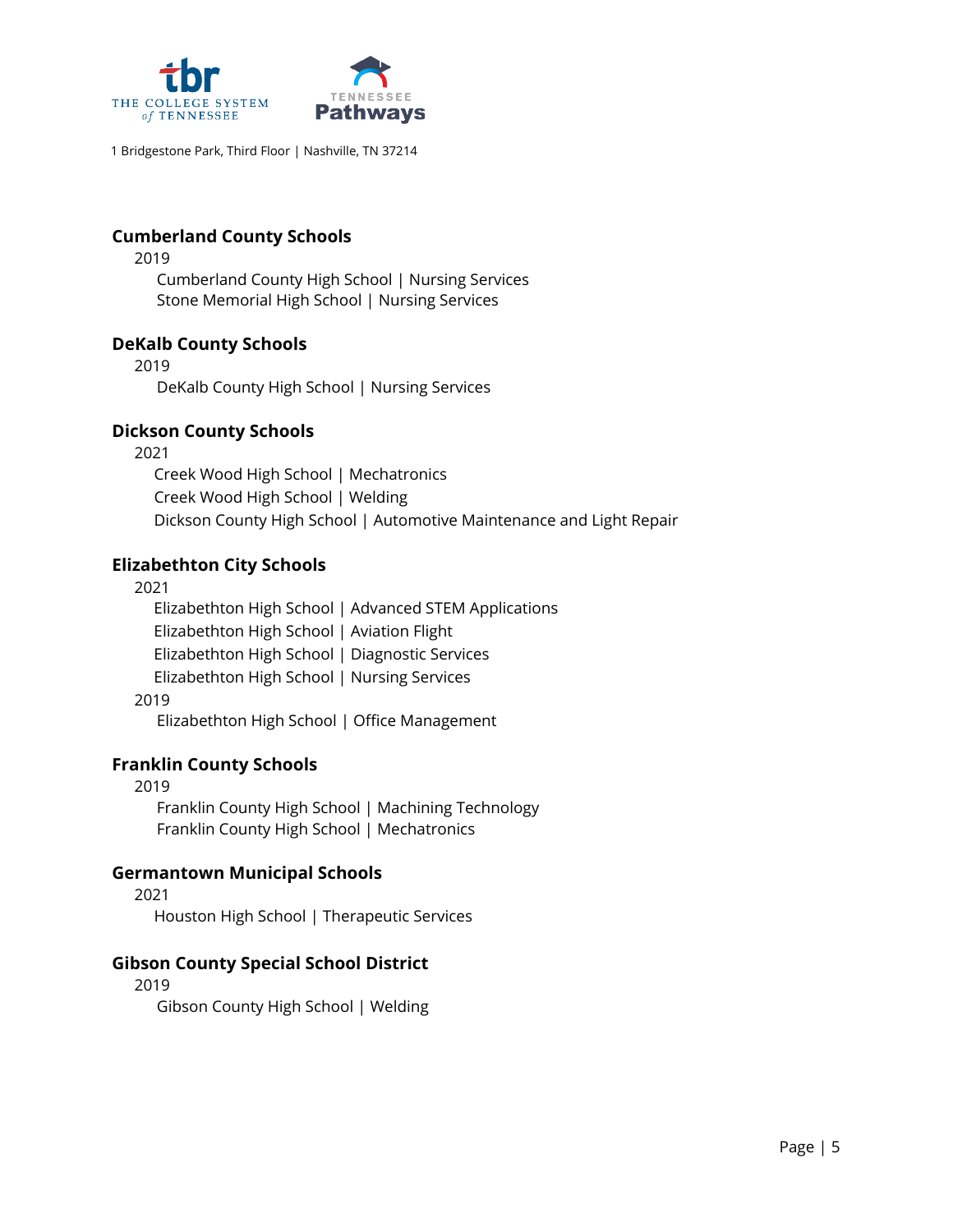## Cumberland County Schools

2019

- Cumberland County High School | Nursing Services
- Stone Memorial High School | Nursing Services

## DeKalb County Schools

2019

- DeKalb County High School | Nursing Services

## Dickson County Schools

2021

- Creek Wood High School | Mechatronics
- Creek Wood High School | Welding
- Dickson County High School | Automotive Maintenance and Light Repair

## Elizabethton City Schools

2021

- Elizabethton High School | Advanced STEM Applications
- Elizabethton High School | Aviation Flight
- Elizabethton High School | Diagnostic Services
- Elizabethton High School | Nursing Services

2019

- Elizabethton High School | Office Management

## Franklin County Schools

2019

- Franklin County High School | Machining Technology
- Franklin County High School | Mechatronics

## Germantown Municipal Schools

2021

- Houston High School | Therapeutic Services

## Gibson County Special School District

2019

- Gibson County High School | Welding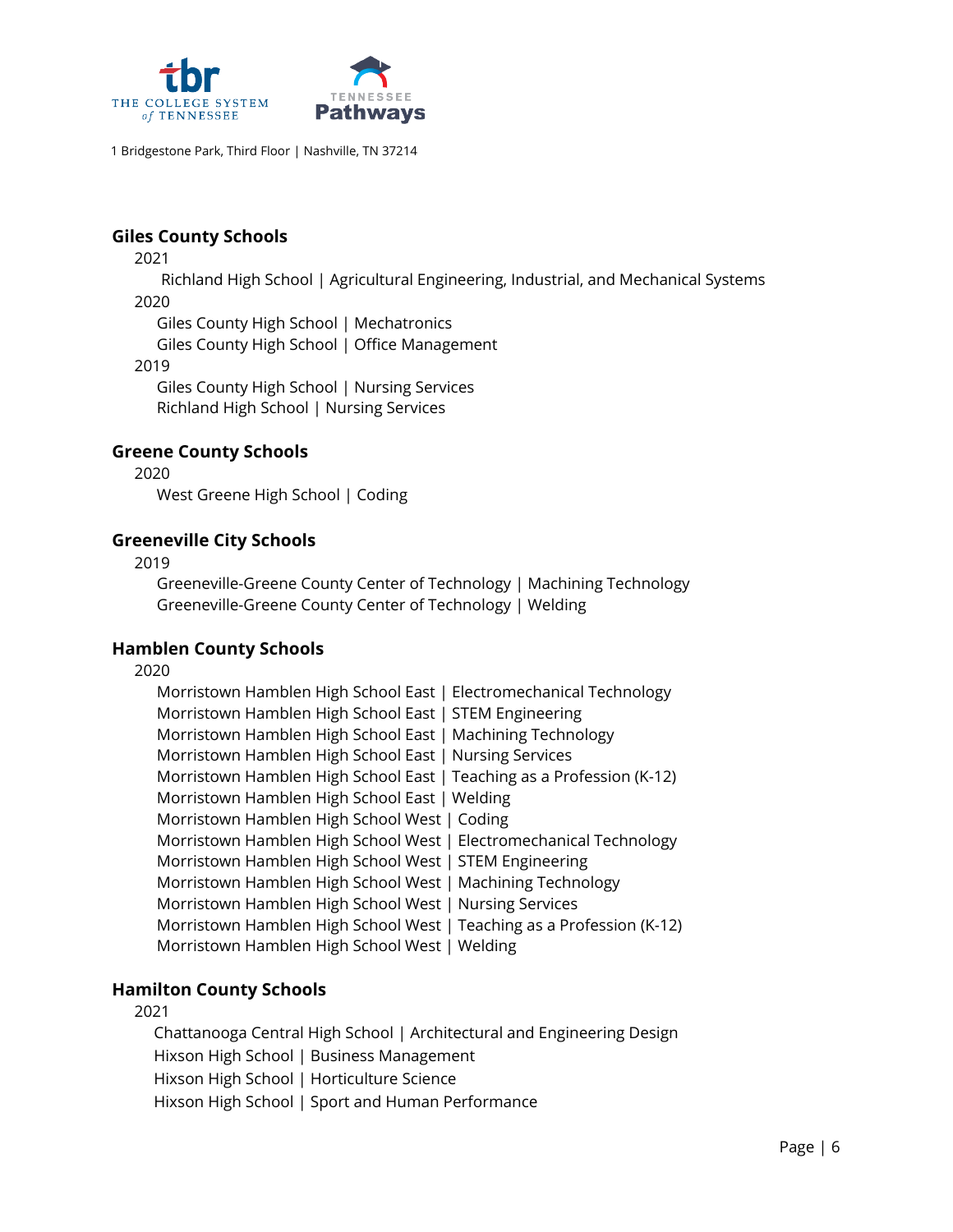### Giles County Schools

2021

- Richland High School | Agricultural Engineering, Industrial, and Mechanical Systems

2020

- Giles County High School | Mechatronics
- Giles County High School | Office Management

2019

- Giles County High School | Nursing Services
- Richland High School | Nursing Services

### Greene County Schools

2020

- West Greene High School | Coding

### Greeneville City Schools

2019

- Greeneville-Greene County Center of Technology | Machining Technology
- Greeneville-Greene County Center of Technology | Welding

### Hamblen County Schools

2020

- Morristown Hamblen High School East | Electromechanical Technology
- Morristown Hamblen High School East | STEM Engineering
- Morristown Hamblen High School East | Machining Technology
- Morristown Hamblen High School East | Nursing Services
- Morristown Hamblen High School East | Teaching as a Profession (K-12)
- Morristown Hamblen High School East | Welding
- Morristown Hamblen High School West | Coding
- Morristown Hamblen High School West | Electromechanical Technology
- Morristown Hamblen High School West | STEM Engineering
- Morristown Hamblen High School West | Machining Technology
- Morristown Hamblen High School West | Nursing Services
- Morristown Hamblen High School West | Teaching as a Profession (K-12)
- Morristown Hamblen High School West | Welding

### Hamilton County Schools

2021

- Chattanooga Central High School | Architectural and Engineering Design
- Hixson High School | Business Management
- Hixson High School | Horticulture Science
- Hixson High School | Sport and Human Performance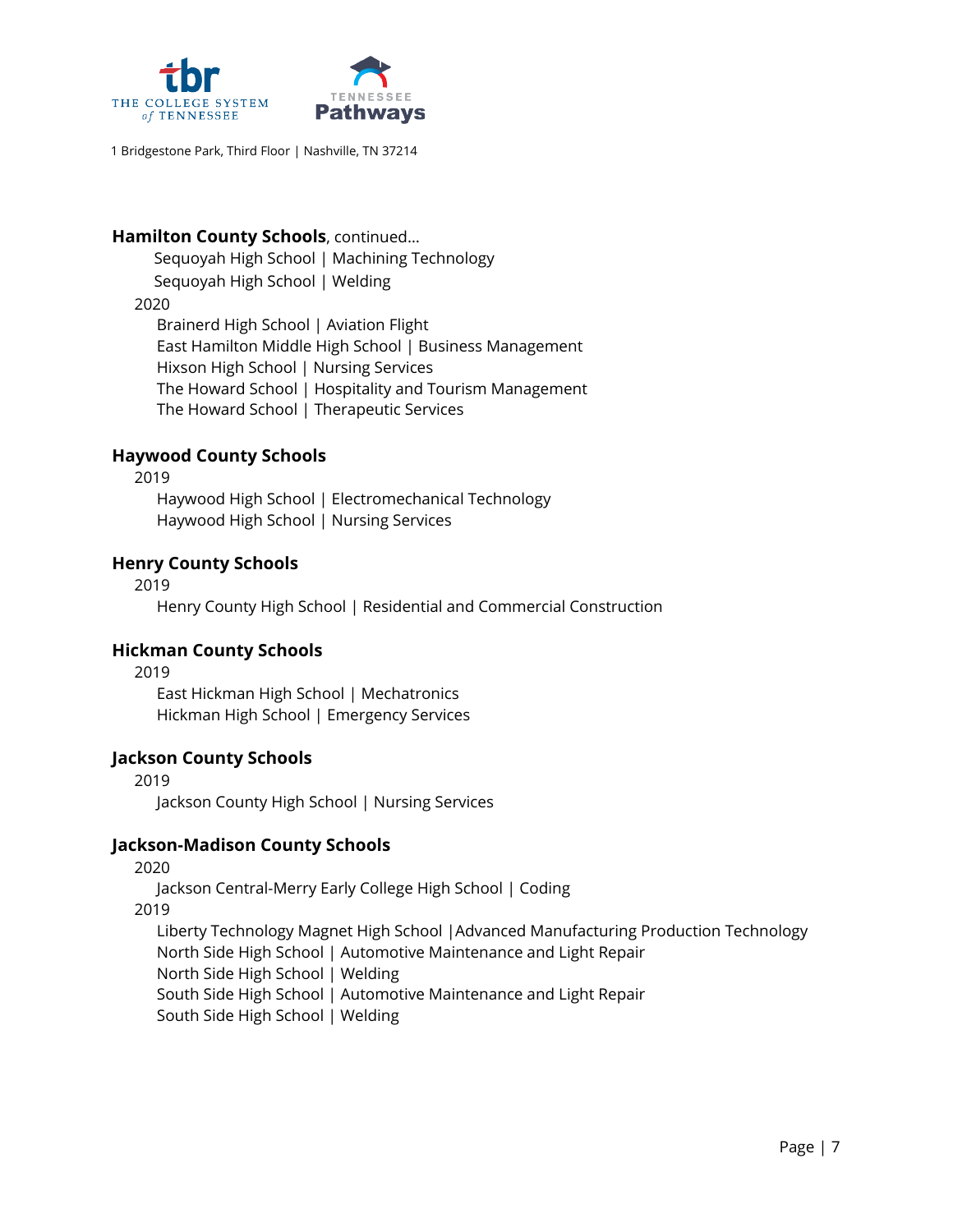**Hamilton County Schools**, continued…

Sequoyah High School | Machining Technology
Sequoyah High School | Welding

2020

Brainerd High School | Aviation Flight
East Hamilton Middle High School | Business Management
Hixson High School | Nursing Services
The Howard School | Hospitality and Tourism Management
The Howard School | Therapeutic Services

**Haywood County Schools**

2019

Haywood High School | Electromechanical Technology
Haywood High School | Nursing Services

**Henry County Schools**

2019

Henry County High School | Residential and Commercial Construction

**Hickman County Schools**

2019

East Hickman High School | Mechatronics
Hickman High School | Emergency Services

**Jackson County Schools**

2019

Jackson County High School | Nursing Services

**Jackson-Madison County Schools**

2020

Jackson Central-Merry Early College High School | Coding

2019

Liberty Technology Magnet High School |Advanced Manufacturing Production Technology
North Side High School | Automotive Maintenance and Light Repair
North Side High School | Welding
South Side High School | Automotive Maintenance and Light Repair
South Side High School | Welding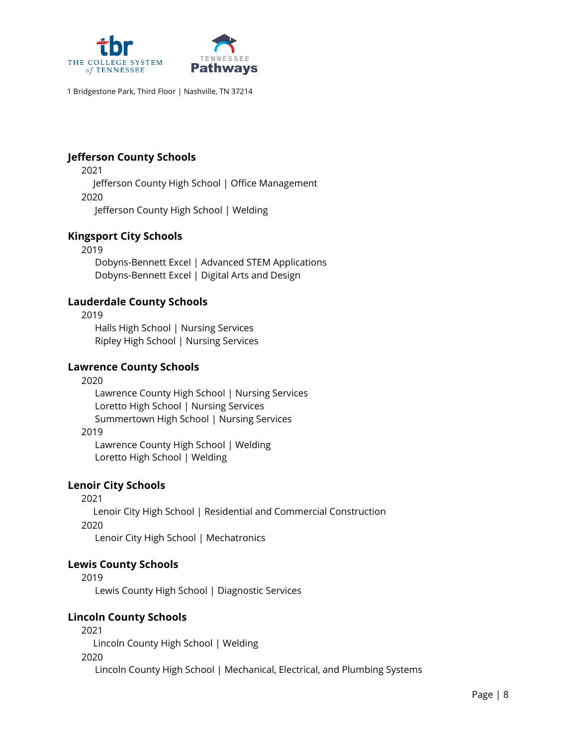### Jefferson County Schools

2021

Jefferson County High School | Office Management

2020

Jefferson County High School | Welding

### Kingsport City Schools

2019

Dobyns-Bennett Excel | Advanced STEM Applications
Dobyns-Bennett Excel | Digital Arts and Design

### Lauderdale County Schools

2019

Halls High School | Nursing Services
Ripley High School | Nursing Services

### Lawrence County Schools

2020

Lawrence County High School | Nursing Services
Loretto High School | Nursing Services
Summertown High School | Nursing Services

2019

Lawrence County High School | Welding
Loretto High School | Welding

### Lenoir City Schools

2021

Lenoir City High School | Residential and Commercial Construction

2020

Lenoir City High School | Mechatronics

### Lewis County Schools

2019

Lewis County High School | Diagnostic Services

### Lincoln County Schools

2021

Lincoln County High School | Welding

2020

Lincoln County High School | Mechanical, Electrical, and Plumbing Systems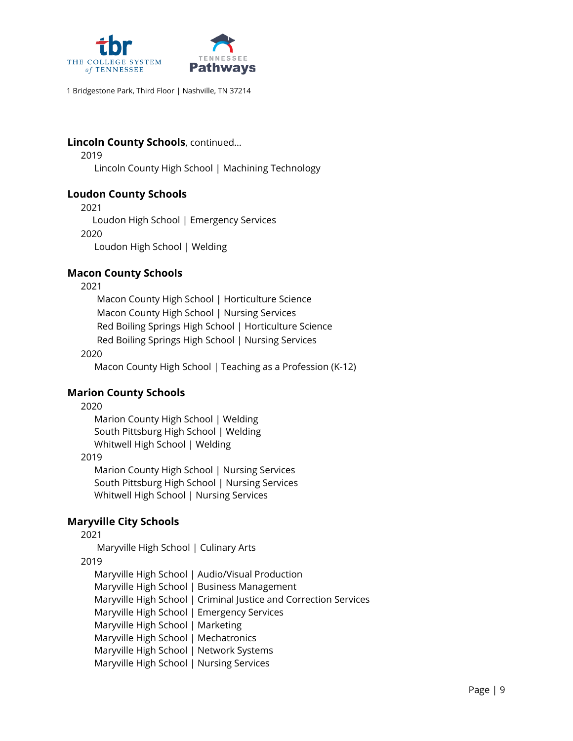**Lincoln County Schools**, continued…

2019

Lincoln County High School | Machining Technology

**Loudon County Schools**

2021

Loudon High School | Emergency Services

2020

Loudon High School | Welding

**Macon County Schools**

2021

Macon County High School | Horticulture Science
Macon County High School | Nursing Services
Red Boiling Springs High School | Horticulture Science
Red Boiling Springs High School | Nursing Services

2020

Macon County High School | Teaching as a Profession (K-12)

**Marion County Schools**

2020

Marion County High School | Welding
South Pittsburg High School | Welding
Whitwell High School | Welding

2019

Marion County High School | Nursing Services
South Pittsburg High School | Nursing Services
Whitwell High School | Nursing Services

**Maryville City Schools**

2021

Maryville High School | Culinary Arts

2019

Maryville High School | Audio/Visual Production
Maryville High School | Business Management
Maryville High School | Criminal Justice and Correction Services
Maryville High School | Emergency Services
Maryville High School | Marketing
Maryville High School | Mechatronics
Maryville High School | Network Systems
Maryville High School | Nursing Services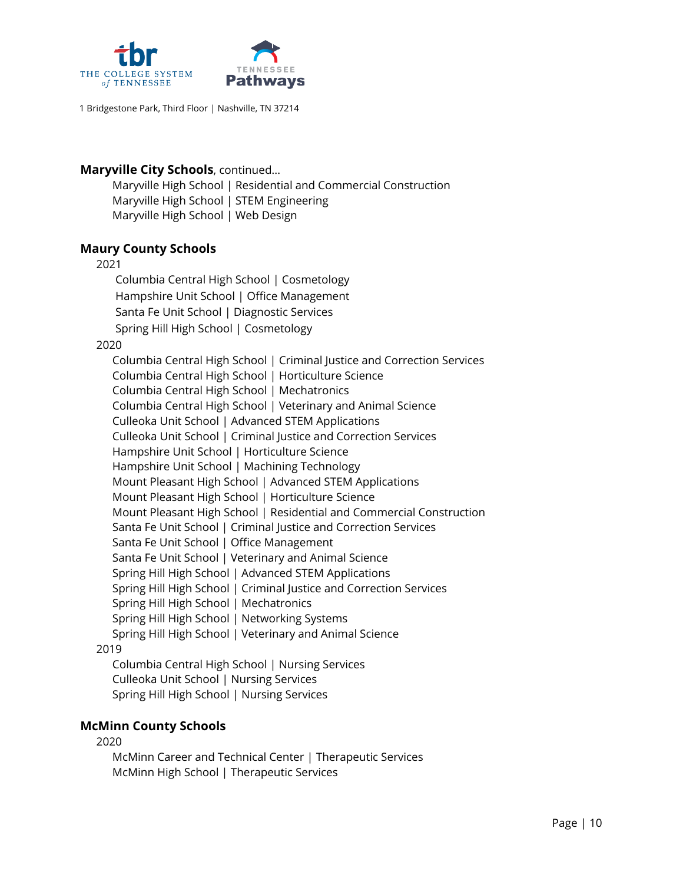**Maryville City Schools**, continued…

- Maryville High School | Residential and Commercial Construction
- Maryville High School | STEM Engineering
- Maryville High School | Web Design

**Maury County Schools**

2021

- Columbia Central High School | Cosmetology
- Hampshire Unit School | Office Management
- Santa Fe Unit School | Diagnostic Services
- Spring Hill High School | Cosmetology

2020

- Columbia Central High School | Criminal Justice and Correction Services
- Columbia Central High School | Horticulture Science
- Columbia Central High School | Mechatronics
- Columbia Central High School | Veterinary and Animal Science
- Culleoka Unit School | Advanced STEM Applications
- Culleoka Unit School | Criminal Justice and Correction Services
- Hampshire Unit School | Horticulture Science
- Hampshire Unit School | Machining Technology
- Mount Pleasant High School | Advanced STEM Applications
- Mount Pleasant High School | Horticulture Science
- Mount Pleasant High School | Residential and Commercial Construction
- Santa Fe Unit School | Criminal Justice and Correction Services
- Santa Fe Unit School | Office Management
- Santa Fe Unit School | Veterinary and Animal Science
- Spring Hill High School | Advanced STEM Applications
- Spring Hill High School | Criminal Justice and Correction Services
- Spring Hill High School | Mechatronics
- Spring Hill High School | Networking Systems
- Spring Hill High School | Veterinary and Animal Science

2019

- Columbia Central High School | Nursing Services
- Culleoka Unit School | Nursing Services
- Spring Hill High School | Nursing Services

**McMinn County Schools**

2020

- McMinn Career and Technical Center | Therapeutic Services
- McMinn High School | Therapeutic Services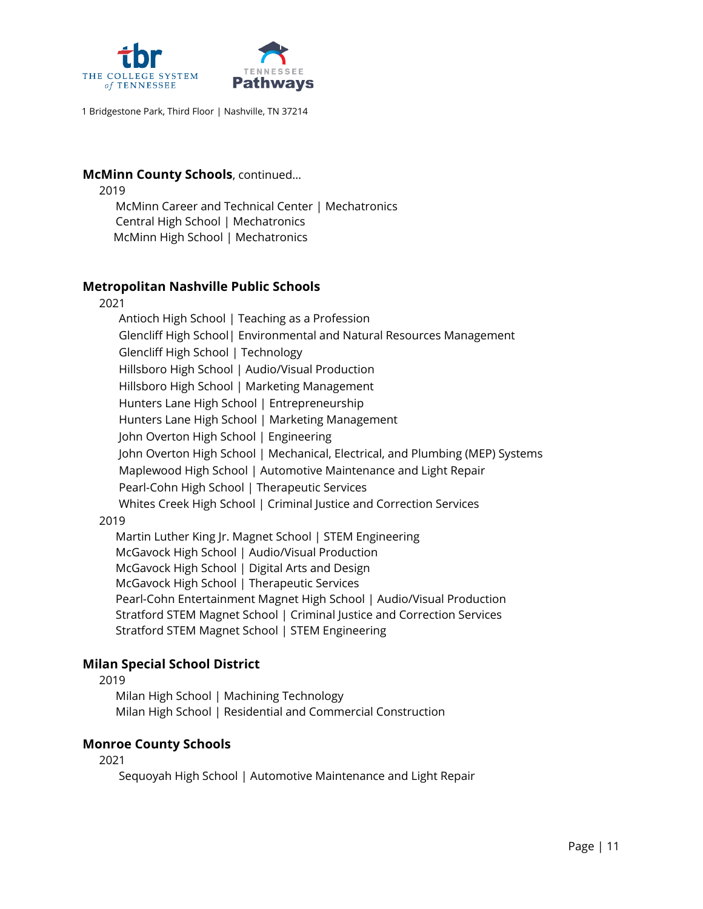**McMinn County Schools**, continued…

2019

McMinn Career and Technical Center | Mechatronics
Central High School | Mechatronics
McMinn High School | Mechatronics

**Metropolitan Nashville Public Schools**

2021

Antioch High School | Teaching as a Profession
Glencliff High School| Environmental and Natural Resources Management
Glencliff High School | Technology
Hillsboro High School | Audio/Visual Production
Hillsboro High School | Marketing Management
Hunters Lane High School | Entrepreneurship
Hunters Lane High School | Marketing Management
John Overton High School | Engineering
John Overton High School | Mechanical, Electrical, and Plumbing (MEP) Systems
Maplewood High School | Automotive Maintenance and Light Repair
Pearl-Cohn High School | Therapeutic Services
Whites Creek High School | Criminal Justice and Correction Services

2019

Martin Luther King Jr. Magnet School | STEM Engineering
McGavock High School | Audio/Visual Production
McGavock High School | Digital Arts and Design
McGavock High School | Therapeutic Services
Pearl-Cohn Entertainment Magnet High School | Audio/Visual Production
Stratford STEM Magnet School | Criminal Justice and Correction Services
Stratford STEM Magnet School | STEM Engineering

**Milan Special School District**

2019

Milan High School | Machining Technology
Milan High School | Residential and Commercial Construction

**Monroe County Schools**

2021

Sequoyah High School | Automotive Maintenance and Light Repair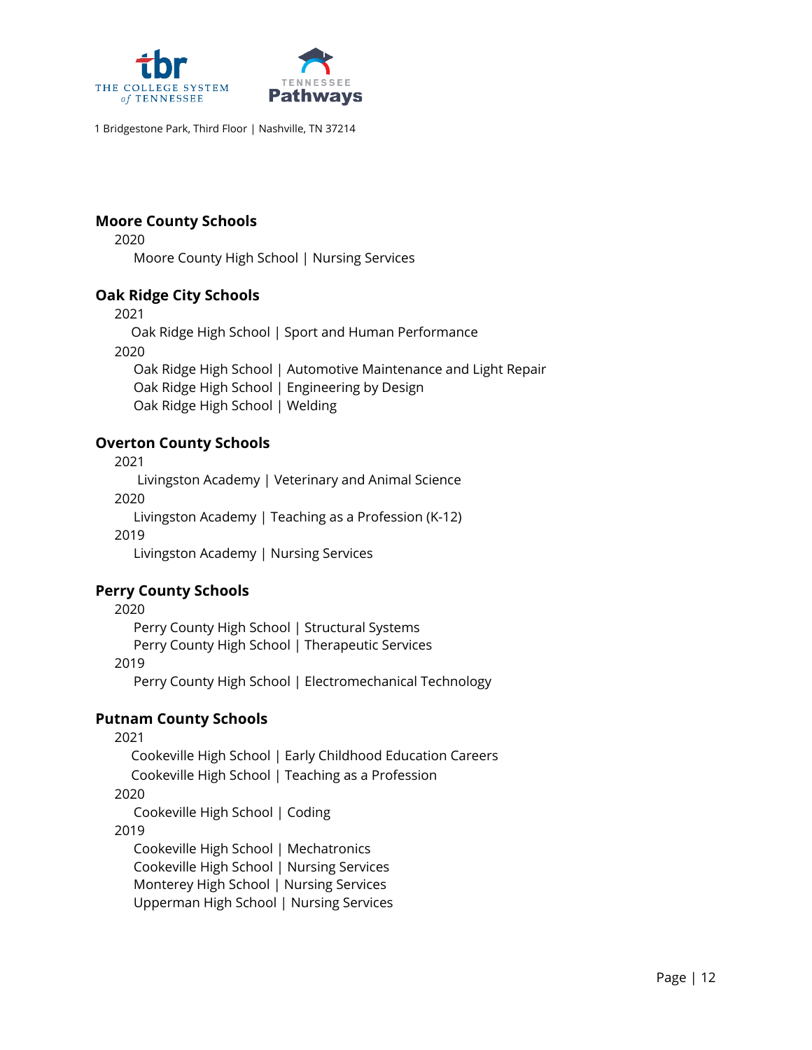**Moore County Schools**

2020

Moore County High School | Nursing Services

**Oak Ridge City Schools**

2021

Oak Ridge High School | Sport and Human Performance

2020

Oak Ridge High School | Automotive Maintenance and Light Repair
Oak Ridge High School | Engineering by Design
Oak Ridge High School | Welding

**Overton County Schools**

2021

Livingston Academy | Veterinary and Animal Science

2020

Livingston Academy | Teaching as a Profession (K-12)

2019

Livingston Academy | Nursing Services

**Perry County Schools**

2020

Perry County High School | Structural Systems
Perry County High School | Therapeutic Services

2019

Perry County High School | Electromechanical Technology

**Putnam County Schools**

2021

Cookeville High School | Early Childhood Education Careers
Cookeville High School | Teaching as a Profession

2020

Cookeville High School | Coding

2019

Cookeville High School | Mechatronics
Cookeville High School | Nursing Services
Monterey High School | Nursing Services
Upperman High School | Nursing Services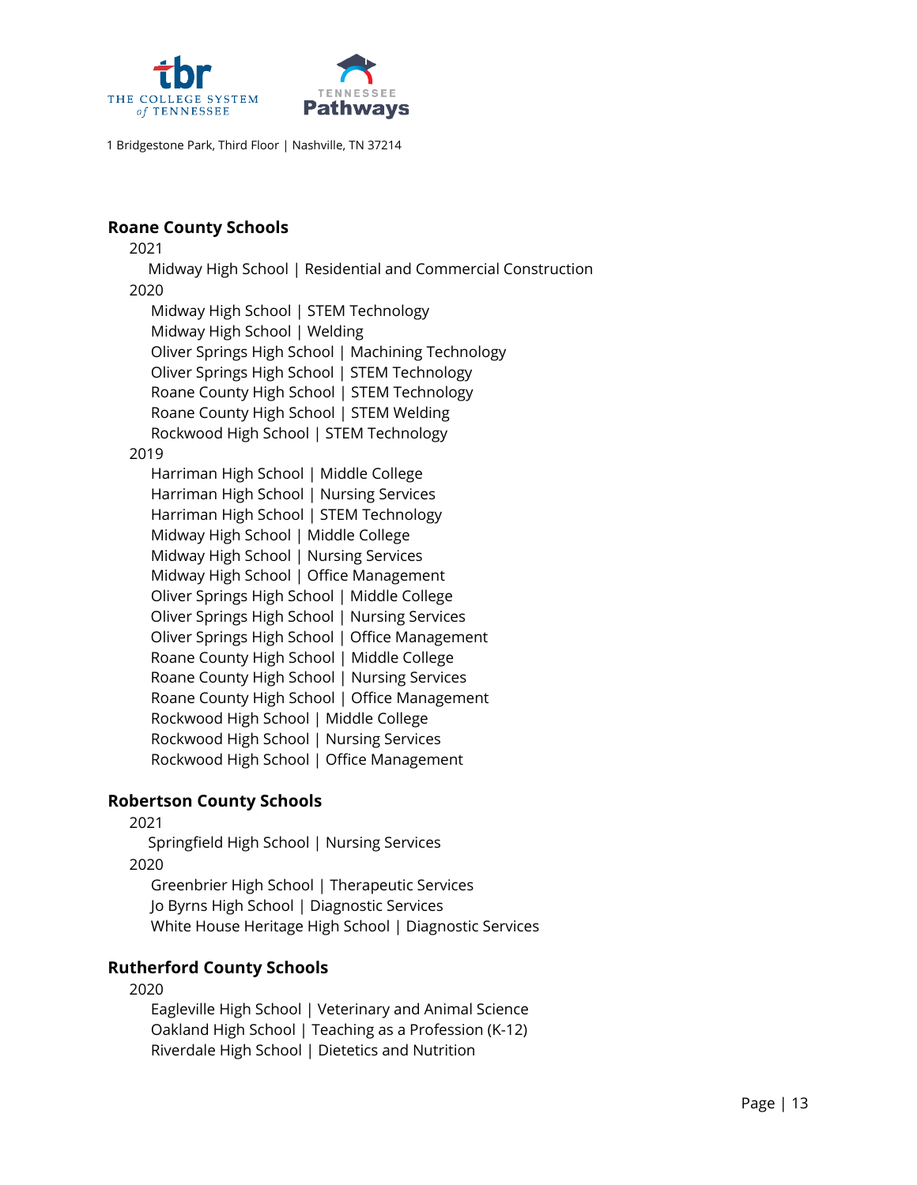### Roane County Schools

2021

- Midway High School | Residential and Commercial Construction

2020

- Midway High School | STEM Technology
- Midway High School | Welding
- Oliver Springs High School | Machining Technology
- Oliver Springs High School | STEM Technology
- Roane County High School | STEM Technology
- Roane County High School | STEM Welding
- Rockwood High School | STEM Technology

2019

- Harriman High School | Middle College
- Harriman High School | Nursing Services
- Harriman High School | STEM Technology
- Midway High School | Middle College
- Midway High School | Nursing Services
- Midway High School | Office Management
- Oliver Springs High School | Middle College
- Oliver Springs High School | Nursing Services
- Oliver Springs High School | Office Management
- Roane County High School | Middle College
- Roane County High School | Nursing Services
- Roane County High School | Office Management
- Rockwood High School | Middle College
- Rockwood High School | Nursing Services
- Rockwood High School | Office Management

### Robertson County Schools

2021

- Springfield High School | Nursing Services

2020

- Greenbrier High School | Therapeutic Services
- Jo Byrns High School | Diagnostic Services
- White House Heritage High School | Diagnostic Services

### Rutherford County Schools

2020

- Eagleville High School | Veterinary and Animal Science
- Oakland High School | Teaching as a Profession (K-12)
- Riverdale High School | Dietetics and Nutrition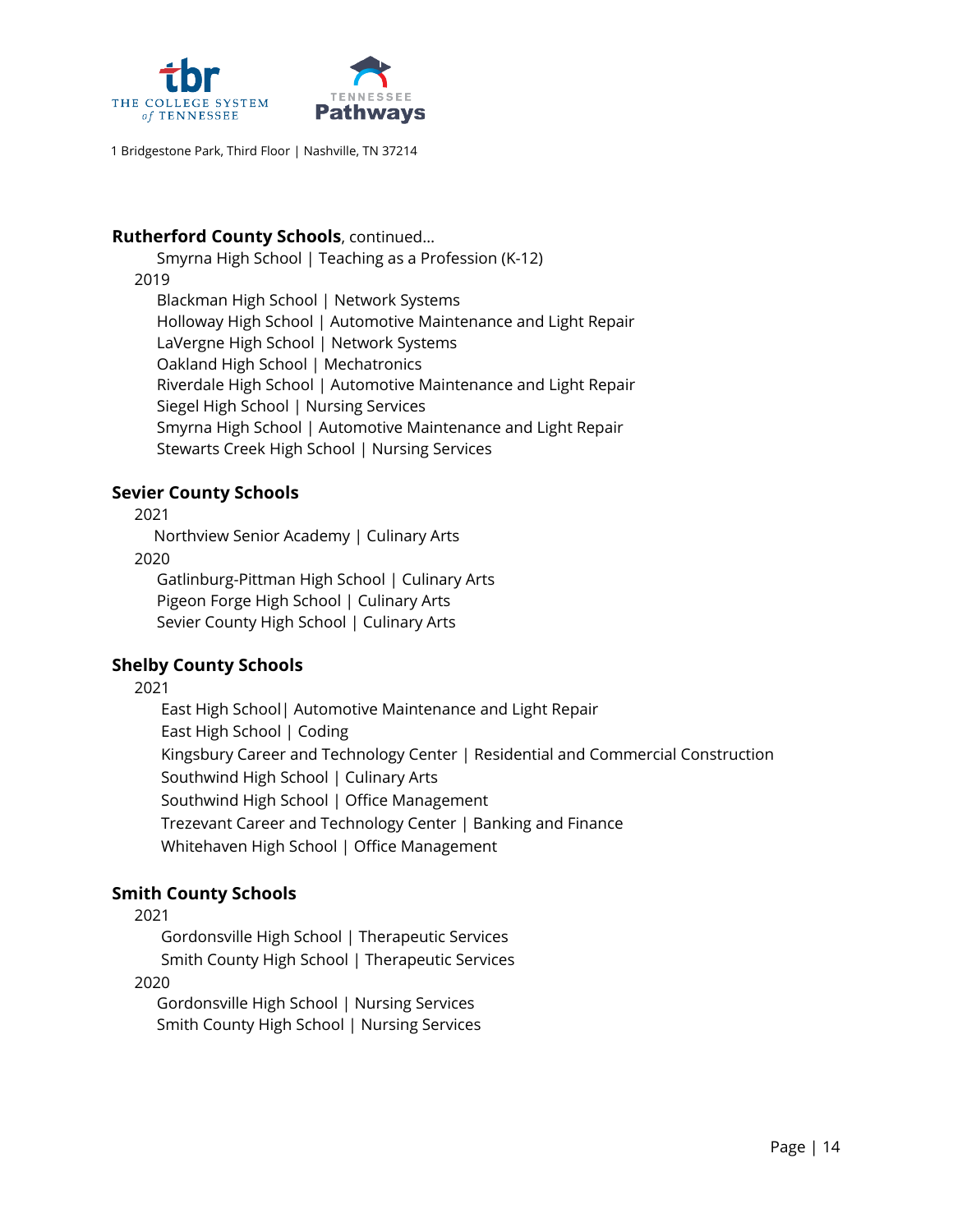**Rutherford County Schools**, continued…

Smyrna High School | Teaching as a Profession (K-12)

2019

Blackman High School | Network Systems
Holloway High School | Automotive Maintenance and Light Repair
LaVergne High School | Network Systems
Oakland High School | Mechatronics
Riverdale High School | Automotive Maintenance and Light Repair
Siegel High School | Nursing Services
Smyrna High School | Automotive Maintenance and Light Repair
Stewarts Creek High School | Nursing Services

**Sevier County Schools**

2021

Northview Senior Academy | Culinary Arts

2020

Gatlinburg-Pittman High School | Culinary Arts
Pigeon Forge High School | Culinary Arts
Sevier County High School | Culinary Arts

**Shelby County Schools**

2021

East High School| Automotive Maintenance and Light Repair
East High School | Coding
Kingsbury Career and Technology Center | Residential and Commercial Construction
Southwind High School | Culinary Arts
Southwind High School | Office Management
Trezevant Career and Technology Center | Banking and Finance
Whitehaven High School | Office Management

**Smith County Schools**

2021

Gordonsville High School | Therapeutic Services
Smith County High School | Therapeutic Services

2020

Gordonsville High School | Nursing Services
Smith County High School | Nursing Services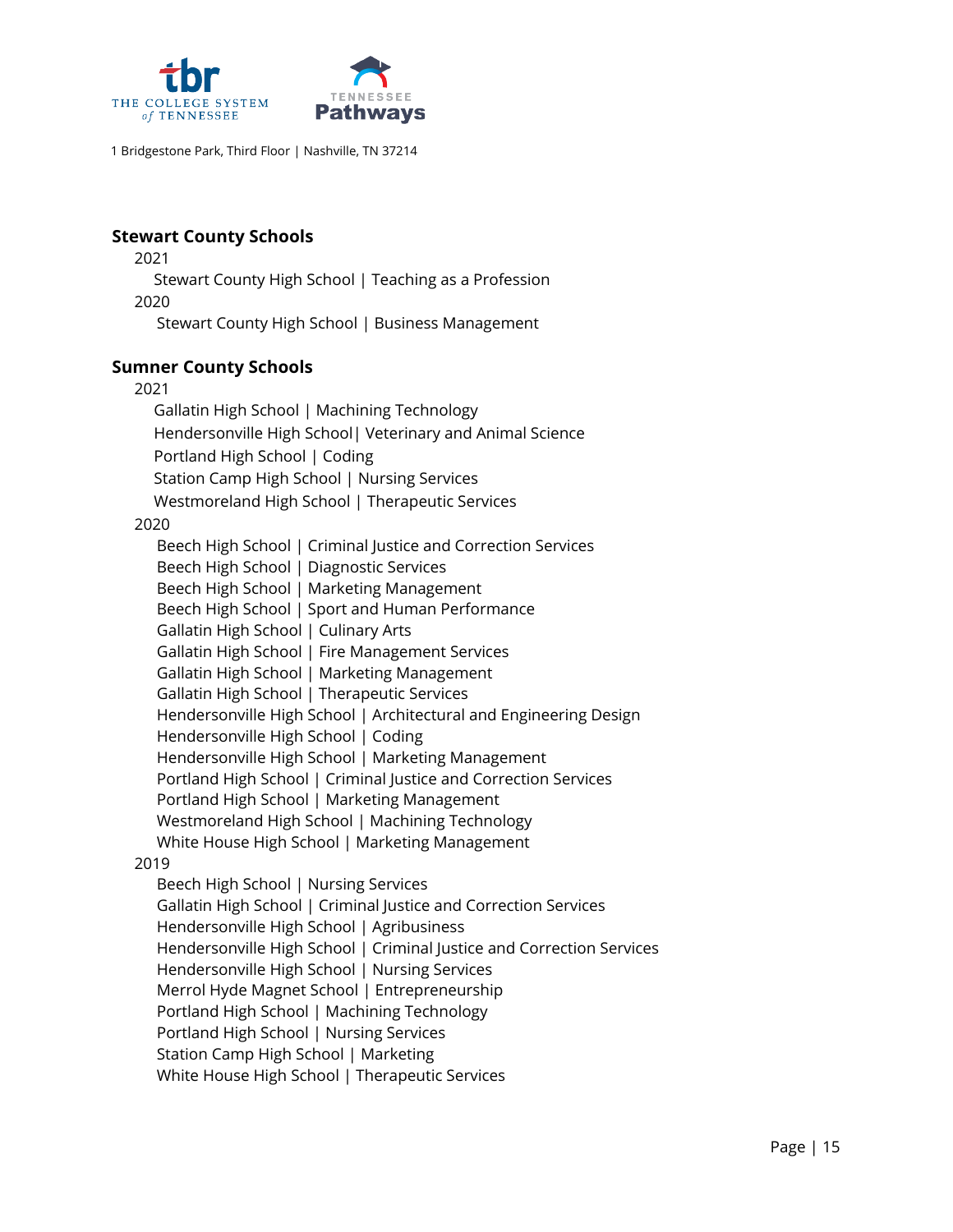1 Bridgestone Park, Third Floor | Nashville, TN 37214

**Stewart County Schools**

2021

Stewart County High School | Teaching as a Profession

2020

Stewart County High School | Business Management

**Sumner County Schools**

2021

Gallatin High School | Machining Technology
Hendersonville High School| Veterinary and Animal Science
Portland High School | Coding
Station Camp High School | Nursing Services
Westmoreland High School | Therapeutic Services

2020

Beech High School | Criminal Justice and Correction Services
Beech High School | Diagnostic Services
Beech High School | Marketing Management
Beech High School | Sport and Human Performance
Gallatin High School | Culinary Arts
Gallatin High School | Fire Management Services
Gallatin High School | Marketing Management
Gallatin High School | Therapeutic Services
Hendersonville High School | Architectural and Engineering Design
Hendersonville High School | Coding
Hendersonville High School | Marketing Management
Portland High School | Criminal Justice and Correction Services
Portland High School | Marketing Management
Westmoreland High School | Machining Technology
White House High School | Marketing Management

2019

Beech High School | Nursing Services
Gallatin High School | Criminal Justice and Correction Services
Hendersonville High School | Agribusiness
Hendersonville High School | Criminal Justice and Correction Services
Hendersonville High School | Nursing Services
Merrol Hyde Magnet School | Entrepreneurship
Portland High School | Machining Technology
Portland High School | Nursing Services
Station Camp High School | Marketing
White House High School | Therapeutic Services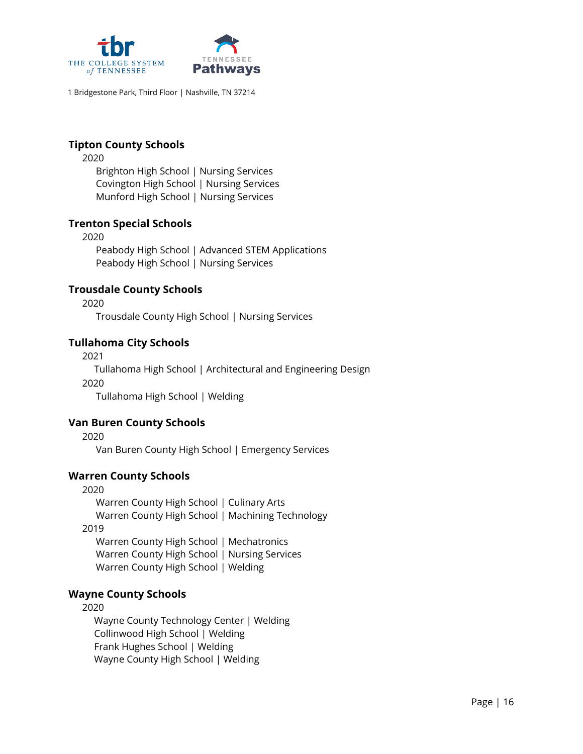### Tipton County Schools

2020

- Brighton High School | Nursing Services
- Covington High School | Nursing Services
- Munford High School | Nursing Services

### Trenton Special Schools

2020

- Peabody High School | Advanced STEM Applications
- Peabody High School | Nursing Services

### Trousdale County Schools

2020

- Trousdale County High School | Nursing Services

### Tullahoma City Schools

2021

- Tullahoma High School | Architectural and Engineering Design

2020

- Tullahoma High School | Welding

### Van Buren County Schools

2020

- Van Buren County High School | Emergency Services

### Warren County Schools

2020

- Warren County High School | Culinary Arts
- Warren County High School | Machining Technology

2019

- Warren County High School | Mechatronics
- Warren County High School | Nursing Services
- Warren County High School | Welding

### Wayne County Schools

2020

- Wayne County Technology Center | Welding
- Collinwood High School | Welding
- Frank Hughes School | Welding
- Wayne County High School | Welding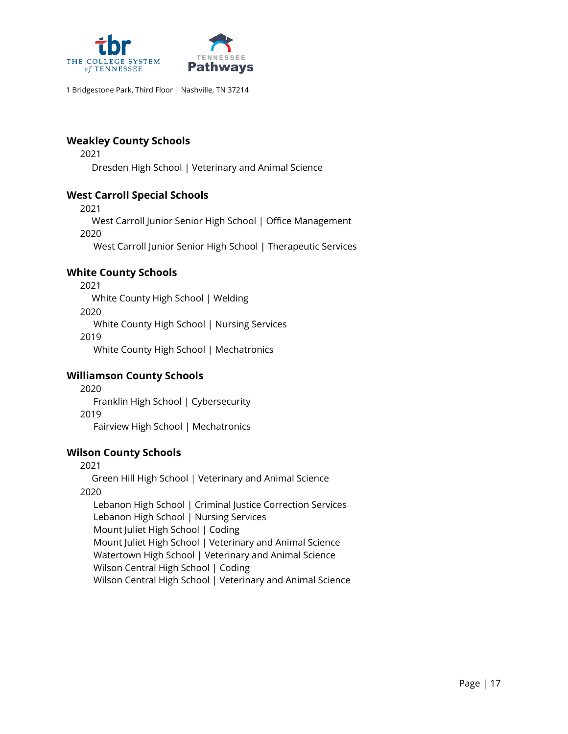**Weakley County Schools**

2021

Dresden High School | Veterinary and Animal Science

**West Carroll Special Schools**

2021

West Carroll Junior Senior High School | Office Management

2020

West Carroll Junior Senior High School | Therapeutic Services

**White County Schools**

2021

White County High School | Welding

2020

White County High School | Nursing Services

2019

White County High School | Mechatronics

**Williamson County Schools**

2020

Franklin High School | Cybersecurity

2019

Fairview High School | Mechatronics

**Wilson County Schools**

2021

Green Hill High School | Veterinary and Animal Science

2020

Lebanon High School | Criminal Justice Correction Services
Lebanon High School | Nursing Services
Mount Juliet High School | Coding
Mount Juliet High School | Veterinary and Animal Science
Watertown High School | Veterinary and Animal Science
Wilson Central High School | Coding
Wilson Central High School | Veterinary and Animal Science